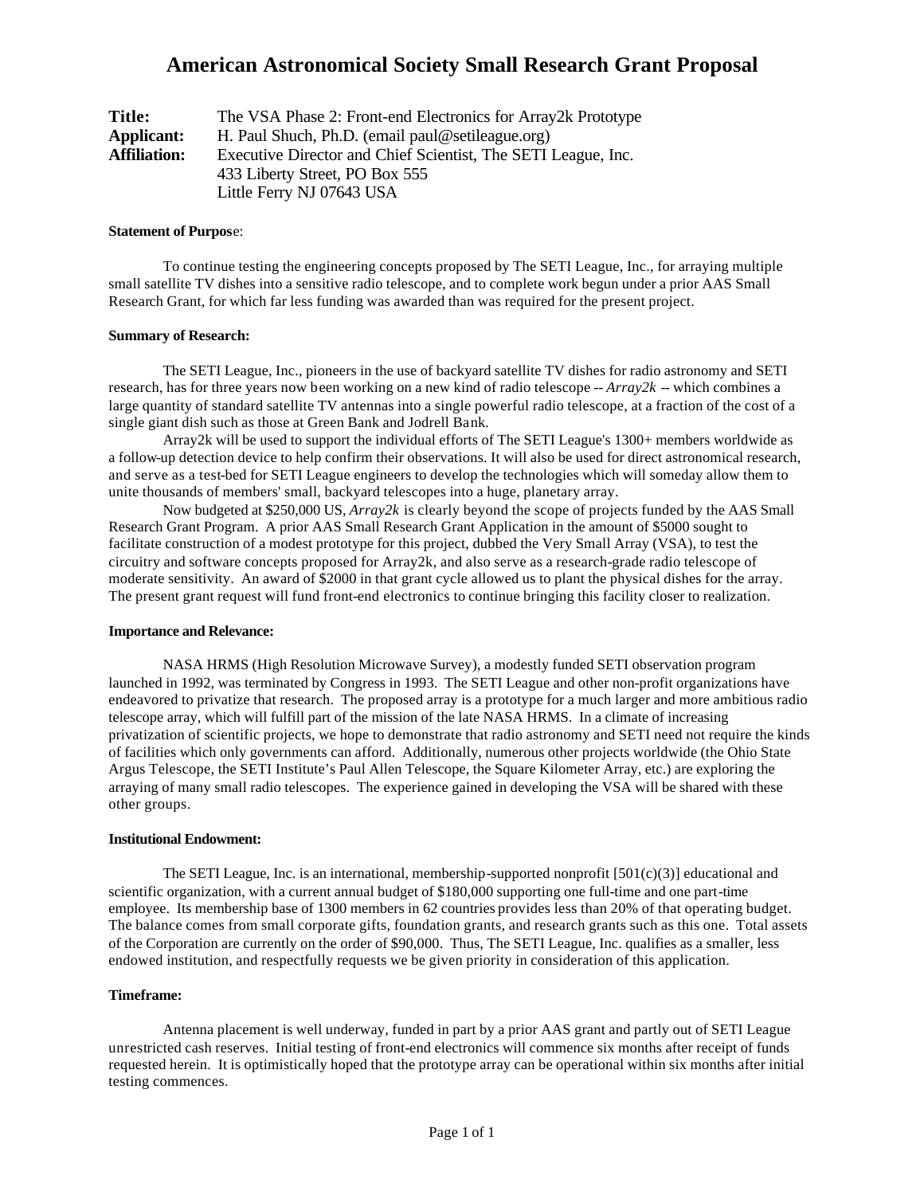# American Astronomical Society Small Research Grant Proposal

**Title:** The VSA Phase 2: Front-end Electronics for Array2k Prototype
**Applicant:** H. Paul Shuch, Ph.D. (email paul@setileague.org)
**Affiliation:** Executive Director and Chief Scientist, The SETI League, Inc.
433 Liberty Street, PO Box 555
Little Ferry NJ 07643 USA

**Statement of Purpose**:

To continue testing the engineering concepts proposed by The SETI League, Inc., for arraying multiple small satellite TV dishes into a sensitive radio telescope, and to complete work begun under a prior AAS Small Research Grant, for which far less funding was awarded than was required for the present project.

**Summary of Research:**

The SETI League, Inc., pioneers in the use of backyard satellite TV dishes for radio astronomy and SETI research, has for three years now been working on a new kind of radio telescope -- *Array2k* -- which combines a large quantity of standard satellite TV antennas into a single powerful radio telescope, at a fraction of the cost of a single giant dish such as those at Green Bank and Jodrell Bank.

Array2k will be used to support the individual efforts of The SETI League's 1300+ members worldwide as a follow-up detection device to help confirm their observations. It will also be used for direct astronomical research, and serve as a test-bed for SETI League engineers to develop the technologies which will someday allow them to unite thousands of members' small, backyard telescopes into a huge, planetary array.

Now budgeted at $250,000 US, *Array2k* is clearly beyond the scope of projects funded by the AAS Small Research Grant Program. A prior AAS Small Research Grant Application in the amount of $5000 sought to facilitate construction of a modest prototype for this project, dubbed the Very Small Array (VSA), to test the circuitry and software concepts proposed for Array2k, and also serve as a research-grade radio telescope of moderate sensitivity. An award of $2000 in that grant cycle allowed us to plant the physical dishes for the array. The present grant request will fund front-end electronics to continue bringing this facility closer to realization.

**Importance and Relevance:**

NASA HRMS (High Resolution Microwave Survey), a modestly funded SETI observation program launched in 1992, was terminated by Congress in 1993. The SETI League and other non-profit organizations have endeavored to privatize that research. The proposed array is a prototype for a much larger and more ambitious radio telescope array, which will fulfill part of the mission of the late NASA HRMS. In a climate of increasing privatization of scientific projects, we hope to demonstrate that radio astronomy and SETI need not require the kinds of facilities which only governments can afford. Additionally, numerous other projects worldwide (the Ohio State Argus Telescope, the SETI Institute's Paul Allen Telescope, the Square Kilometer Array, etc.) are exploring the arraying of many small radio telescopes. The experience gained in developing the VSA will be shared with these other groups.

**Institutional Endowment:**

The SETI League, Inc. is an international, membership-supported nonprofit [501(c)(3)] educational and scientific organization, with a current annual budget of $180,000 supporting one full-time and one part-time employee. Its membership base of 1300 members in 62 countries provides less than 20% of that operating budget. The balance comes from small corporate gifts, foundation grants, and research grants such as this one. Total assets of the Corporation are currently on the order of $90,000. Thus, The SETI League, Inc. qualifies as a smaller, less endowed institution, and respectfully requests we be given priority in consideration of this application.

**Timeframe:**

Antenna placement is well underway, funded in part by a prior AAS grant and partly out of SETI League unrestricted cash reserves. Initial testing of front-end electronics will commence six months after receipt of funds requested herein. It is optimistically hoped that the prototype array can be operational within six months after initial testing commences.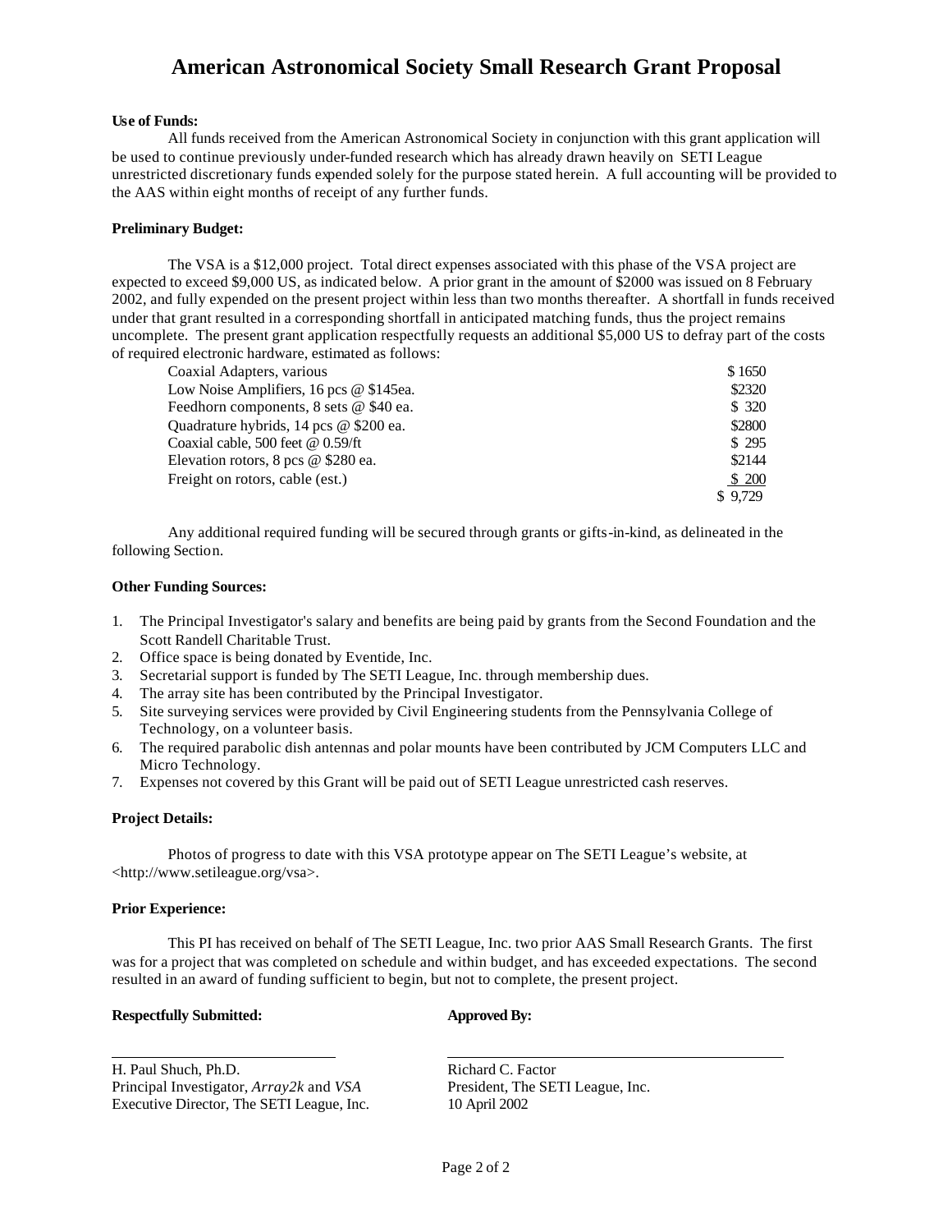# American Astronomical Society Small Research Grant Proposal

**Use of Funds:**

All funds received from the American Astronomical Society in conjunction with this grant application will be used to continue previously under-funded research which has already drawn heavily on SETI League unrestricted discretionary funds expended solely for the purpose stated herein. A full accounting will be provided to the AAS within eight months of receipt of any further funds.

**Preliminary Budget:**

The VSA is a $12,000 project. Total direct expenses associated with this phase of the VSA project are expected to exceed $9,000 US, as indicated below. A prior grant in the amount of $2000 was issued on 8 February 2002, and fully expended on the present project within less than two months thereafter. A shortfall in funds received under that grant resulted in a corresponding shortfall in anticipated matching funds, thus the project remains uncomplete. The present grant application respectfully requests an additional $5,000 US to defray part of the costs of required electronic hardware, estimated as follows:

| | |
|---|---|
| Coaxial Adapters, various | $ 1650 |
| Low Noise Amplifiers, 16 pcs @ $145ea. | $2320 |
| Feedhorn components, 8 sets @ $40 ea. | $ 320 |
| Quadrature hybrids, 14 pcs @ $200 ea. | $2800 |
| Coaxial cable, 500 feet @ 0.59/ft | $ 295 |
| Elevation rotors, 8 pcs @ $280 ea. | $2144 |
| Freight on rotors, cable (est.) | $ 200 |
| | $ 9,729 |

Any additional required funding will be secured through grants or gifts-in-kind, as delineated in the following Section.

**Other Funding Sources:**

1. The Principal Investigator's salary and benefits are being paid by grants from the Second Foundation and the Scott Randell Charitable Trust.
2. Office space is being donated by Eventide, Inc.
3. Secretarial support is funded by The SETI League, Inc. through membership dues.
4. The array site has been contributed by the Principal Investigator.
5. Site surveying services were provided by Civil Engineering students from the Pennsylvania College of Technology, on a volunteer basis.
6. The required parabolic dish antennas and polar mounts have been contributed by JCM Computers LLC and Micro Technology.
7. Expenses not covered by this Grant will be paid out of SETI League unrestricted cash reserves.

**Project Details:**

Photos of progress to date with this VSA prototype appear on The SETI League's website, at <http://www.setileague.org/vsa>.

**Prior Experience:**

This PI has received on behalf of The SETI League, Inc. two prior AAS Small Research Grants. The first was for a project that was completed on schedule and within budget, and has exceeded expectations. The second resulted in an award of funding sufficient to begin, but not to complete, the present project.

**Respectfully Submitted:**

H. Paul Shuch, Ph.D.
Principal Investigator, *Array2k* and *VSA*
Executive Director, The SETI League, Inc.

**Approved By:**

Richard C. Factor
President, The SETI League, Inc.
10 April 2002